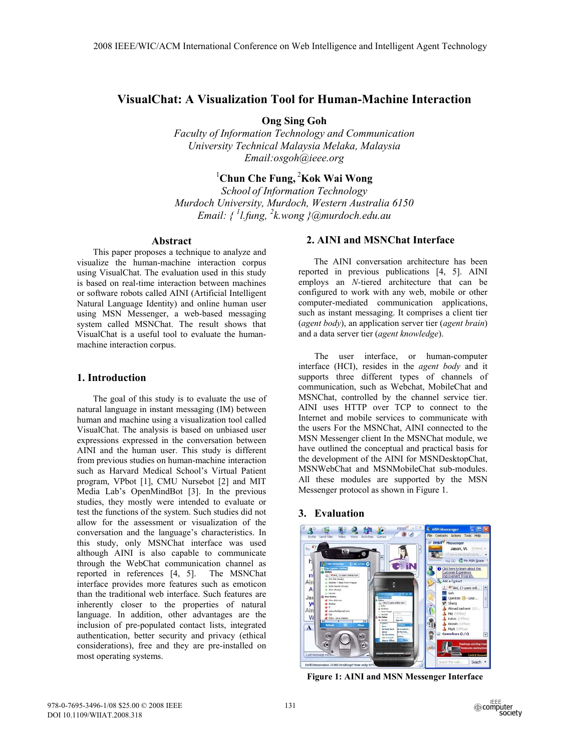# VisualChat: A Visualization Tool for Human-Machine Interaction

**Ong Sing Goh**
*Faculty of Information Technology and Communication*
*University Technical Malaysia Melaka, Malaysia*
*Email:osgoh@ieee.org*

[1]**Chun Che Fung**, [2]**Kok Wai Wong**
*School of Information Technology*
*Murdoch University, Murdoch, Western Australia 6150*
*Email: { [1]l.fung, [2]k.wong }@murdoch.edu.au*

## Abstract

This paper proposes a technique to analyze and visualize the human-machine interaction corpus using VisualChat. The evaluation used in this study is based on real-time interaction between machines or software robots called AINI (Artificial Intelligent Natural Language Identity) and online human user using MSN Messenger, a web-based messaging system called MSNChat. The result shows that VisualChat is a useful tool to evaluate the human-machine interaction corpus.

## 1. Introduction

The goal of this study is to evaluate the use of natural language in instant messaging (IM) between human and machine using a visualization tool called VisualChat. The analysis is based on unbiased user expressions expressed in the conversation between AINI and the human user. This study is different from previous studies on human-machine interaction such as Harvard Medical School's Virtual Patient program, VPbot [1], CMU Nursebot [2] and MIT Media Lab's OpenMindBot [3]. In the previous studies, they mostly were intended to evaluate or test the functions of the system. Such studies did not allow for the assessment or visualization of the conversation and the language's characteristics. In this study, only MSNChat interface was used although AINI is also capable to communicate through the WebChat communication channel as reported in references [4, 5]. The MSNChat interface provides more features such as emoticon than the traditional web interface. Such features are inherently closer to the properties of natural language. In addition, other advantages are the inclusion of pre-populated contact lists, integrated authentication, better security and privacy (ethical considerations), free and they are pre-installed on most operating systems.

## 2. AINI and MSNChat Interface

The AINI conversation architecture has been reported in previous publications [4, 5]. AINI employs an *N*-tiered architecture that can be configured to work with any web, mobile or other computer-mediated communication applications, such as instant messaging. It comprises a client tier (*agent body*), an application server tier (*agent brain*) and a data server tier (*agent knowledge*).

The user interface, or human-computer interface (HCI), resides in the *agent body* and it supports three different types of channels of communication, such as Webchat, MobileChat and MSNChat, controlled by the channel service tier. AINI uses HTTP over TCP to connect to the Internet and mobile services to communicate with the users For the MSNChat, AINI connected to the MSN Messenger client In the MSNChat module, we have outlined the conceptual and practical basis for the development of the AINI for MSNDesktopChat, MSNWebChat and MSNMobileChat sub-modules. All these modules are supported by the MSN Messenger protocol as shown in Figure 1.

## 3. Evaluation

**Figure 1: AINI and MSN Messenger Interface**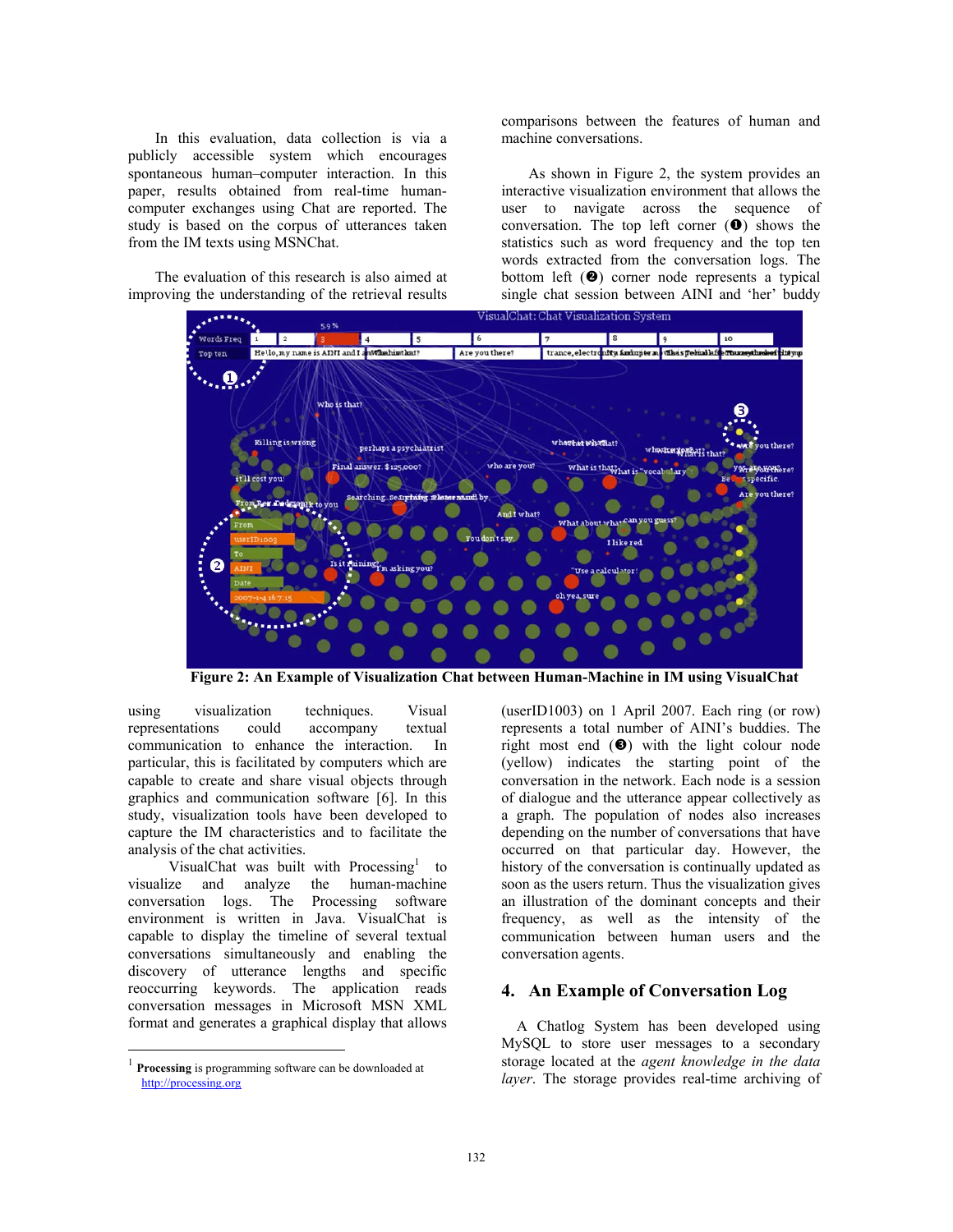In this evaluation, data collection is via a publicly accessible system which encourages spontaneous human–computer interaction. In this paper, results obtained from real-time human-computer exchanges using Chat are reported. The study is based on the corpus of utterances taken from the IM texts using MSNChat.

The evaluation of this research is also aimed at improving the understanding of the retrieval results comparisons between the features of human and machine conversations.

As shown in Figure 2, the system provides an interactive visualization environment that allows the user to navigate across the sequence of conversation. The top left corner (❶) shows the statistics such as word frequency and the top ten words extracted from the conversation logs. The bottom left (❷) corner node represents a typical single chat session between AINI and 'her' buddy (userID1003) on 1 April 2007. Each ring (or row) represents a total number of AINI's buddies. The right most end (❸) with the light colour node (yellow) indicates the starting point of the conversation in the network. Each node is a session of dialogue and the utterance appear collectively as a graph. The population of nodes also increases depending on the number of conversations that have occurred on that particular day. However, the history of the conversation is continually updated as soon as the users return. Thus the visualization gives an illustration of the dominant concepts and their frequency, as well as the intensity of the communication between human users and the conversation agents.

**Figure 2: An Example of Visualization Chat between Human-Machine in IM using VisualChat**

using visualization techniques. Visual representations could accompany textual communication to enhance the interaction. In particular, this is facilitated by computers which are capable to create and share visual objects through graphics and communication software [6]. In this study, visualization tools have been developed to capture the IM characteristics and to facilitate the analysis of the chat activities.

VisualChat was built with Processing[1] to visualize and analyze the human-machine conversation logs. The Processing software environment is written in Java. VisualChat is capable to display the timeline of several textual conversations simultaneously and enabling the discovery of utterance lengths and specific reoccurring keywords. The application reads conversation messages in Microsoft MSN XML format and generates a graphical display that allows

## 4. An Example of Conversation Log

A Chatlog System has been developed using MySQL to store user messages to a secondary storage located at the *agent knowledge in the data layer*. The storage provides real-time archiving of

---

[1] **Processing** is programming software can be downloaded at http://processing.org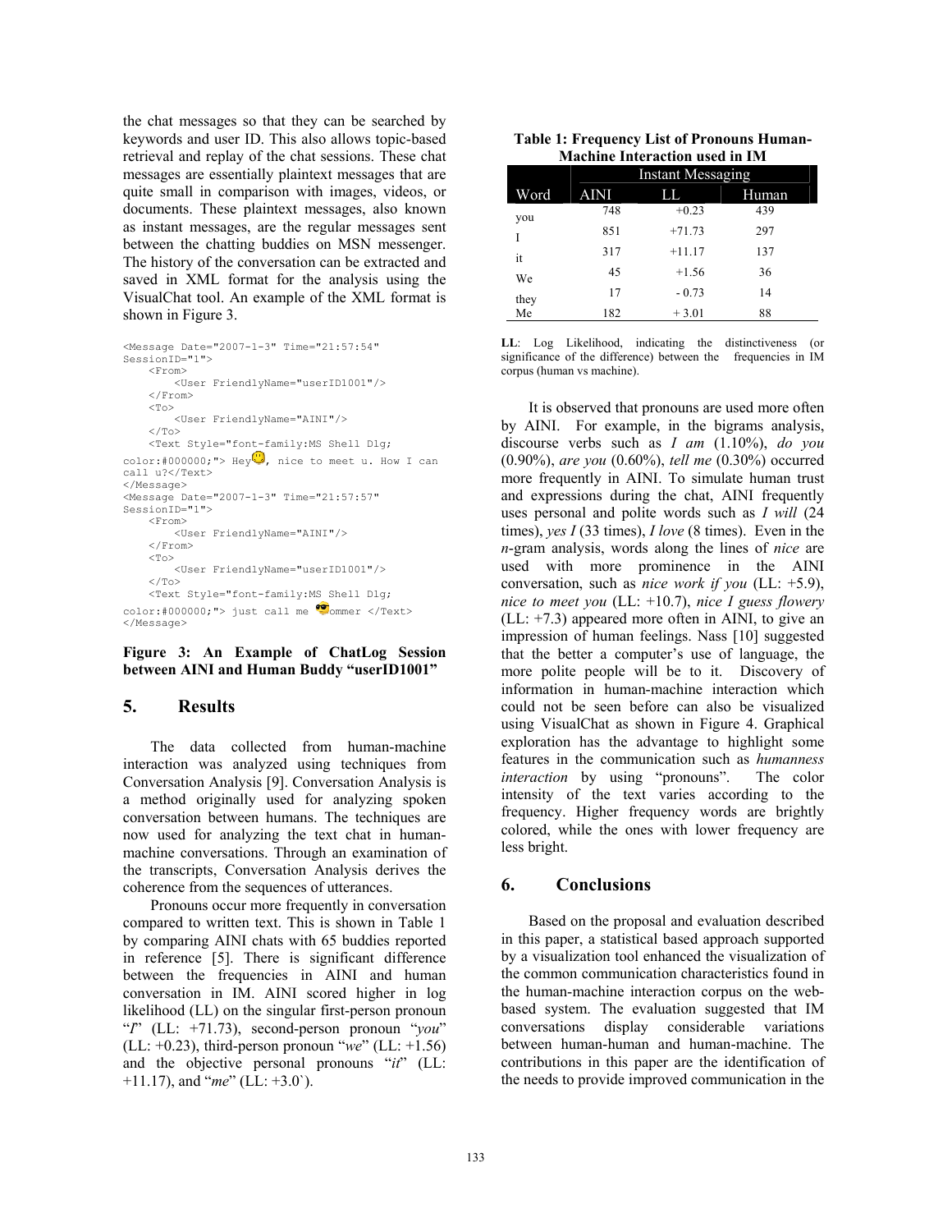the chat messages so that they can be searched by keywords and user ID. This also allows topic-based retrieval and replay of the chat sessions. These chat messages are essentially plaintext messages that are quite small in comparison with images, videos, or documents. These plaintext messages, also known as instant messages, are the regular messages sent between the chatting buddies on MSN messenger. The history of the conversation can be extracted and saved in XML format for the analysis using the VisualChat tool. An example of the XML format is shown in Figure 3.

```
<Message Date="2007-1-3" Time="21:57:54"
SessionID="1">
    <From>
        <User FriendlyName="userID1001"/>
    </From>
    <To>
        <User FriendlyName="AINI"/>
    </To>
    <Text Style="font-family:MS Shell Dlg;
color:#000000;"> Hey, nice to meet u. How I can
call u?</Text>
</Message>
<Message Date="2007-1-3" Time="21:57:57"
SessionID="1">
    <From>
        <User FriendlyName="AINI"/>
    </From>
    <To>
        <User FriendlyName="userID1001"/>
    </To>
    <Text Style="font-family:MS Shell Dlg;
color:#000000;"> just call me ommer </Text>
</Message>
```

**Figure 3: An Example of ChatLog Session between AINI and Human Buddy "userID1001"**

## 5. Results

The data collected from human-machine interaction was analyzed using techniques from Conversation Analysis [9]. Conversation Analysis is a method originally used for analyzing spoken conversation between humans. The techniques are now used for analyzing the text chat in human-machine conversations. Through an examination of the transcripts, Conversation Analysis derives the coherence from the sequences of utterances.

Pronouns occur more frequently in conversation compared to written text. This is shown in Table 1 by comparing AINI chats with 65 buddies reported in reference [5]. There is significant difference between the frequencies in AINI and human conversation in IM. AINI scored higher in log likelihood (LL) on the singular first-person pronoun "*I*" (LL: +71.73), second-person pronoun "*you*" (LL: +0.23), third-person pronoun "*we*" (LL: +1.56) and the objective personal pronouns "*it*" (LL: +11.17), and "*me*" (LL: +3.0`).

**Table 1: Frequency List of Pronouns Human-Machine Interaction used in IM**

| | Instant Messaging | | |
|---|---|---|---|
| Word | AINI | LL | Human |
| you | 748 | +0.23 | 439 |
| I | 851 | +71.73 | 297 |
| it | 317 | +11.17 | 137 |
| We | 45 | +1.56 | 36 |
| they | 17 | - 0.73 | 14 |
| Me | 182 | + 3.01 | 88 |

**LL**: Log Likelihood, indicating the distinctiveness (or significance of the difference) between the frequencies in IM corpus (human vs machine).

It is observed that pronouns are used more often by AINI. For example, in the bigrams analysis, discourse verbs such as *I am* (1.10%), *do you* (0.90%), *are you* (0.60%), *tell me* (0.30%) occurred more frequently in AINI. To simulate human trust and expressions during the chat, AINI frequently uses personal and polite words such as *I will* (24 times), *yes I* (33 times), *I love* (8 times). Even in the *n*-gram analysis, words along the lines of *nice* are used with more prominence in the AINI conversation, such as *nice work if you* (LL: +5.9), *nice to meet you* (LL: +10.7), *nice I guess flowery* (LL: +7.3) appeared more often in AINI, to give an impression of human feelings. Nass [10] suggested that the better a computer's use of language, the more polite people will be to it. Discovery of information in human-machine interaction which could not be seen before can also be visualized using VisualChat as shown in Figure 4. Graphical exploration has the advantage to highlight some features in the communication such as *humanness interaction* by using "pronouns". The color intensity of the text varies according to the frequency. Higher frequency words are brightly colored, while the ones with lower frequency are less bright.

## 6. Conclusions

Based on the proposal and evaluation described in this paper, a statistical based approach supported by a visualization tool enhanced the visualization of the common communication characteristics found in the human-machine interaction corpus on the web-based system. The evaluation suggested that IM conversations display considerable variations between human-human and human-machine. The contributions in this paper are the identification of the needs to provide improved communication in the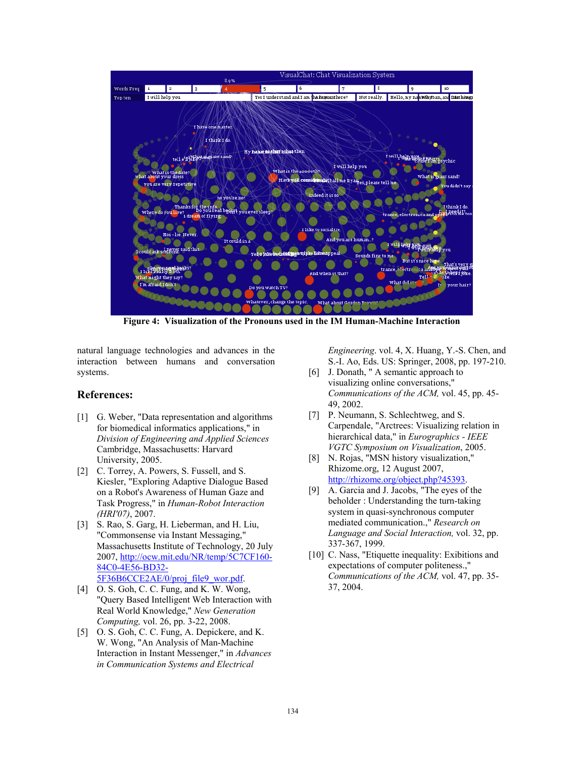VisualChat: Chat Visualization System

Words Freq 1 2 3 4 5 6 7 8 9 10

8.9%

Top ten I will help you Yes I understand and I am Are you there? Not really. Hello, my name

Figure 4: Visualization of the Pronouns used in the IM Human-Machine Interaction

natural language technologies and advances in the interaction between humans and conversation systems.

## References:

[1] G. Weber, "Data representation and algorithms for biomedical informatics applications," in *Division of Engineering and Applied Sciences* Cambridge, Massachusetts: Harvard University, 2005.

[2] C. Torrey, A. Powers, S. Fussell, and S. Kiesler, "Exploring Adaptive Dialogue Based on a Robot's Awareness of Human Gaze and Task Progress," in *Human-Robot Interaction (HRI'07)*, 2007.

[3] S. Rao, S. Garg, H. Lieberman, and H. Liu, "Commonsense via Instant Messaging," Massachusetts Institute of Technology, 20 July 2007, http://ocw.mit.edu/NR/temp/5C7CF160-84C0-4E56-BD32-5F36B6CCE2AE/0/proj_file9_wor.pdf.

[4] O. S. Goh, C. C. Fung, and K. W. Wong, "Query Based Intelligent Web Interaction with Real World Knowledge," *New Generation Computing,* vol. 26, pp. 3-22, 2008.

[5] O. S. Goh, C. C. Fung, A. Depickere, and K. W. Wong, "An Analysis of Man-Machine Interaction in Instant Messenger," in *Advances in Communication Systems and Electrical Engineering*. vol. 4, X. Huang, Y.-S. Chen, and S.-I. Ao, Eds. US: Springer, 2008, pp. 197-210.

[6] J. Donath, " A semantic approach to visualizing online conversations," *Communications of the ACM,* vol. 45, pp. 45-49, 2002.

[7] P. Neumann, S. Schlechtweg, and S. Carpendale, "Arctrees: Visualizing relation in hierarchical data," in *Eurographics - IEEE VGTC Symposium on Visualization*, 2005.

[8] N. Rojas, "MSN history visualization," Rhizome.org, 12 August 2007, http://rhizome.org/object.php?45393.

[9] A. Garcia and J. Jacobs, "The eyes of the beholder : Understanding the turn-taking system in quasi-synchronous computer mediated communication.," *Research on Language and Social Interaction,* vol. 32, pp. 337-367, 1999.

[10] C. Nass, "Etiquette inequality: Exibitions and expectations of computer politeness.," *Communications of the ACM,* vol. 47, pp. 35-37, 2004.